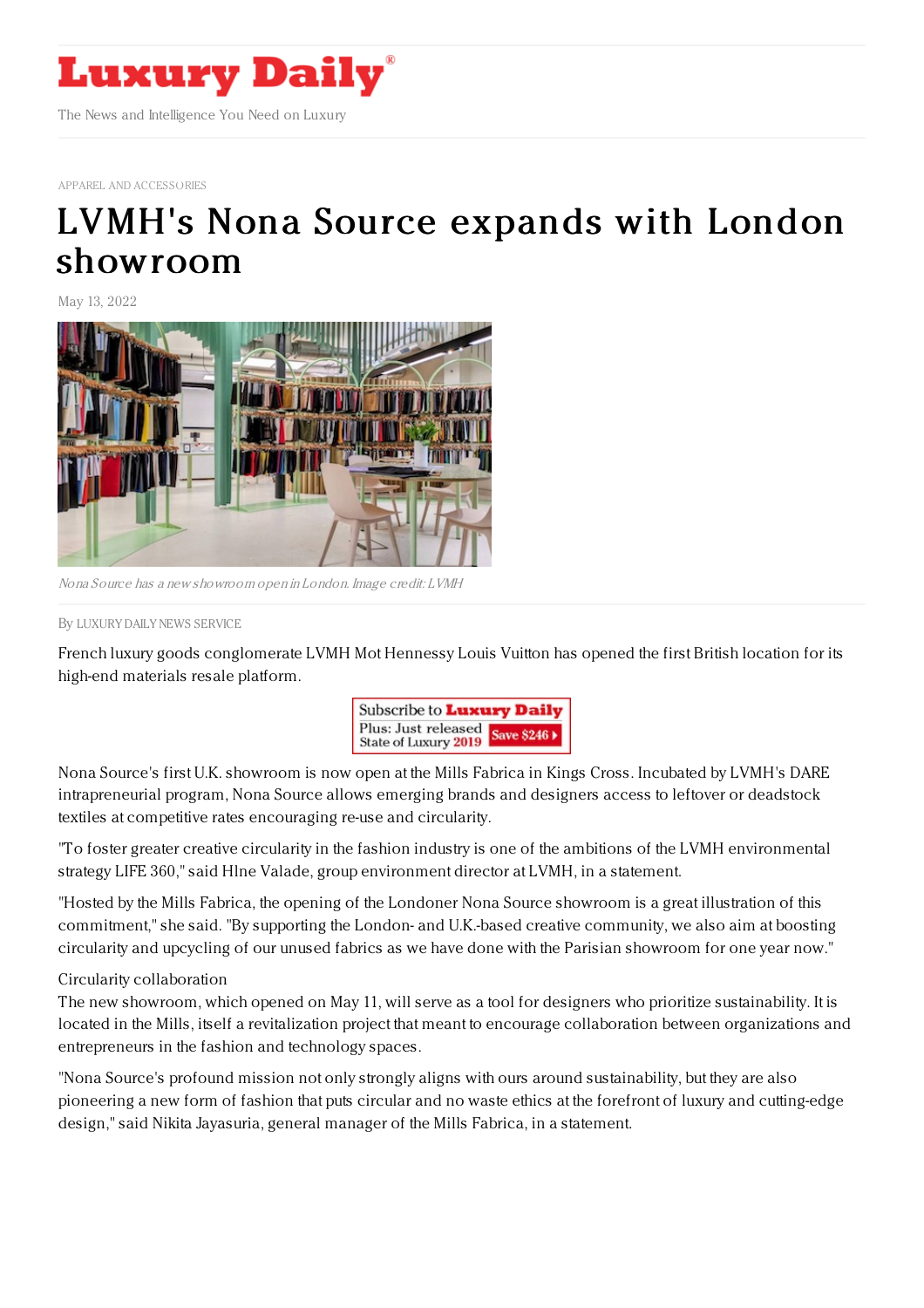# Luxury Daily

The News and Intelligence You Need on Luxury

APPAREL AND ACCESSORIES

# LVMH's Nona Source expands with London showroom

May 13, 2022

*Nona Source has a new showroom open in London. Image credit: LVMH*

By LUXURY DAILY NEWS SERVICE

French luxury goods conglomerate LVMH Mot Hennessy Louis Vuitton has opened the first British location for its high-end materials resale platform.

Nona Source's first U.K. showroom is now open at the Mills Fabrica in Kings Cross. Incubated by LVMH's DARE intrapreneurial program, Nona Source allows emerging brands and designers access to leftover or deadstock textiles at competitive rates encouraging re-use and circularity.

"To foster greater creative circularity in the fashion industry is one of the ambitions of the LVMH environmental strategy LIFE 360," said Hlne Valade, group environment director at LVMH, in a statement.

"Hosted by the Mills Fabrica, the opening of the Londoner Nona Source showroom is a great illustration of this commitment," she said. "By supporting the London- and U.K.-based creative community, we also aim at boosting circularity and upcycling of our unused fabrics as we have done with the Parisian showroom for one year now."

## Circularity collaboration

The new showroom, which opened on May 11, will serve as a tool for designers who prioritize sustainability. It is located in the Mills, itself a revitalization project that meant to encourage collaboration between organizations and entrepreneurs in the fashion and technology spaces.

"Nona Source's profound mission not only strongly aligns with ours around sustainability, but they are also pioneering a new form of fashion that puts circular and no waste ethics at the forefront of luxury and cutting-edge design," said Nikita Jayasuria, general manager of the Mills Fabrica, in a statement.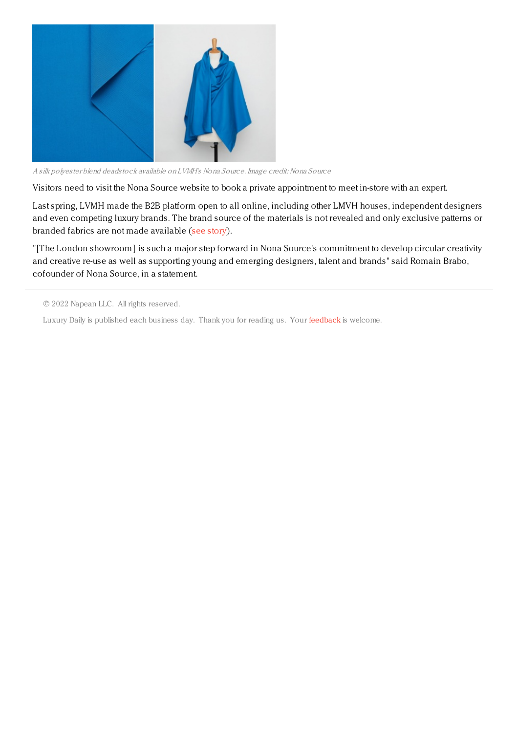*A silk polyester blend deadstock available on LVMH's Nona Source. Image credit: Nona Source*

Visitors need to visit the Nona Source website to book a private appointment to meet in-store with an expert.

Last spring, LVMH made the B2B platform open to all online, including other LMVH houses, independent designers and even competing luxury brands. The brand source of the materials is not revealed and only exclusive patterns or branded fabrics are not made available (see story).

"[The London showroom] is such a major step forward in Nona Source's commitment to develop circular creativity and creative re-use as well as supporting young and emerging designers, talent and brands" said Romain Brabo, cofounder of Nona Source, in a statement.

© 2022 Napean LLC. All rights reserved.

Luxury Daily is published each business day. Thank you for reading us. Your feedback is welcome.